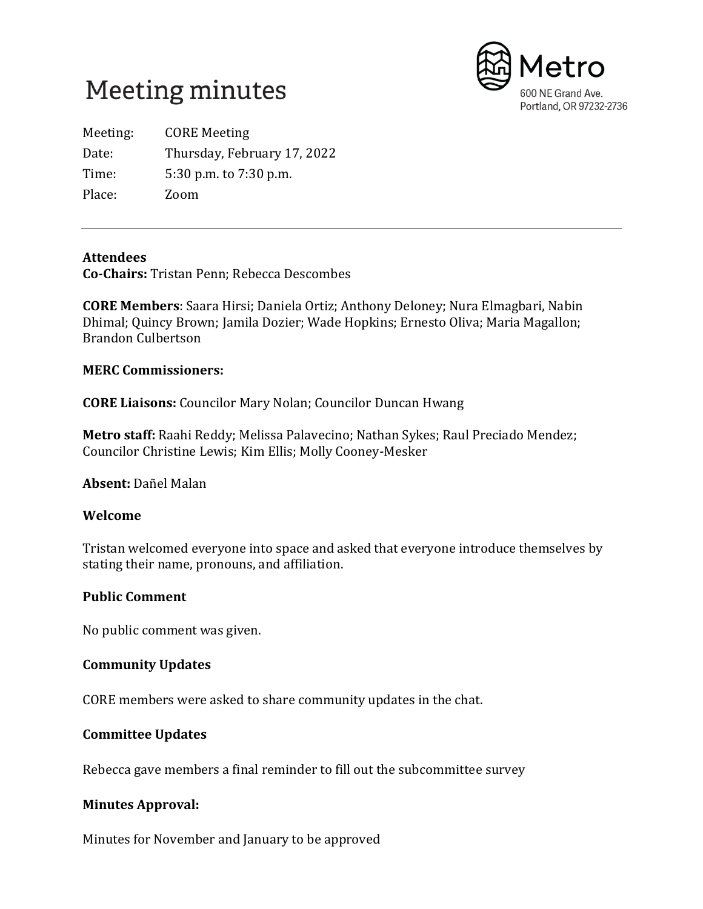# Meeting minutes

Metro
600 NE Grand Ave.
Portland, OR 97232-2736

Meeting: CORE Meeting
Date: Thursday, February 17, 2022
Time: 5:30 p.m. to 7:30 p.m.
Place: Zoom

---

**Attendees**
**Co-Chairs:** Tristan Penn; Rebecca Descombes

**CORE Members**: Saara Hirsi; Daniela Ortiz; Anthony Deloney; Nura Elmagbari, Nabin Dhimal; Quincy Brown; Jamila Dozier; Wade Hopkins; Ernesto Oliva; Maria Magallon; Brandon Culbertson

**MERC Commissioners:**

**CORE Liaisons:** Councilor Mary Nolan; Councilor Duncan Hwang

**Metro staff:** Raahi Reddy; Melissa Palavecino; Nathan Sykes; Raul Preciado Mendez; Councilor Christine Lewis; Kim Ellis; Molly Cooney-Mesker

**Absent:** Dañel Malan

**Welcome**

Tristan welcomed everyone into space and asked that everyone introduce themselves by stating their name, pronouns, and affiliation.

**Public Comment**

No public comment was given.

**Community Updates**

CORE members were asked to share community updates in the chat.

**Committee Updates**

Rebecca gave members a final reminder to fill out the subcommittee survey

**Minutes Approval:**

Minutes for November and January to be approved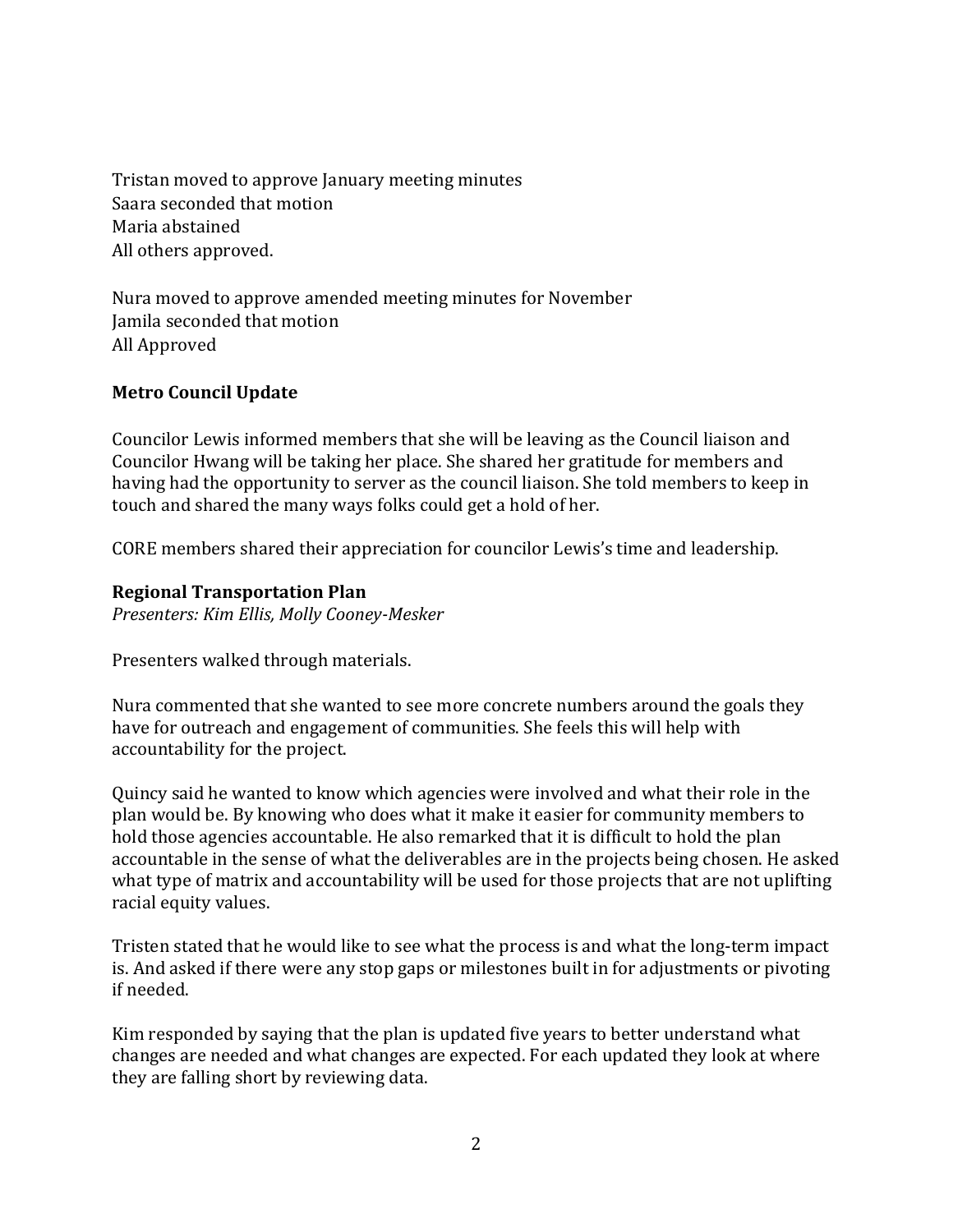Tristan moved to approve January meeting minutes
Saara seconded that motion
Maria abstained
All others approved.

Nura moved to approve amended meeting minutes for November
Jamila seconded that motion
All Approved

**Metro Council Update**

Councilor Lewis informed members that she will be leaving as the Council liaison and Councilor Hwang will be taking her place. She shared her gratitude for members and having had the opportunity to server as the council liaison. She told members to keep in touch and shared the many ways folks could get a hold of her.

CORE members shared their appreciation for councilor Lewis's time and leadership.

**Regional Transportation Plan**
*Presenters: Kim Ellis, Molly Cooney-Mesker*

Presenters walked through materials.

Nura commented that she wanted to see more concrete numbers around the goals they have for outreach and engagement of communities. She feels this will help with accountability for the project.

Quincy said he wanted to know which agencies were involved and what their role in the plan would be. By knowing who does what it make it easier for community members to hold those agencies accountable. He also remarked that it is difficult to hold the plan accountable in the sense of what the deliverables are in the projects being chosen. He asked what type of matrix and accountability will be used for those projects that are not uplifting racial equity values.

Tristen stated that he would like to see what the process is and what the long-term impact is. And asked if there were any stop gaps or milestones built in for adjustments or pivoting if needed.

Kim responded by saying that the plan is updated five years to better understand what changes are needed and what changes are expected. For each updated they look at where they are falling short by reviewing data.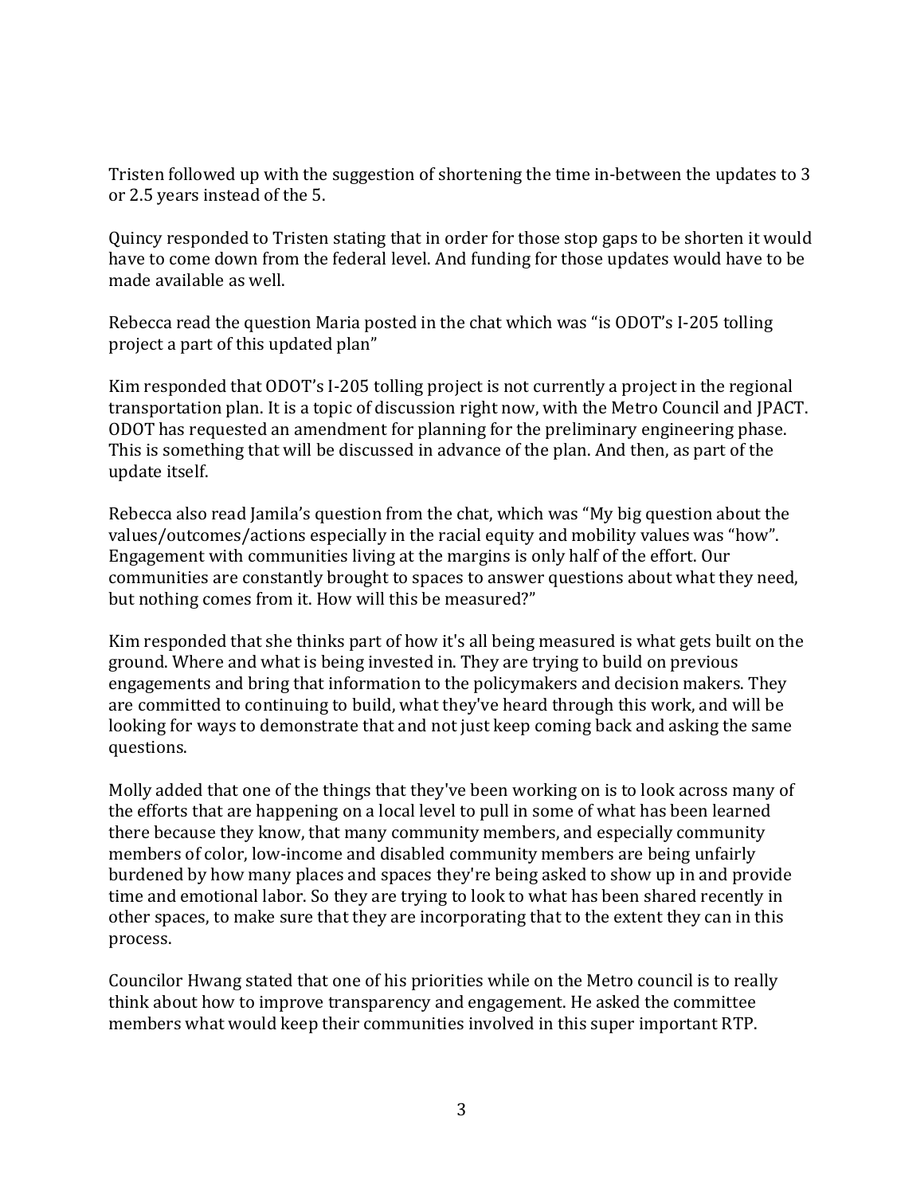Tristen followed up with the suggestion of shortening the time in-between the updates to 3 or 2.5 years instead of the 5.

Quincy responded to Tristen stating that in order for those stop gaps to be shorten it would have to come down from the federal level. And funding for those updates would have to be made available as well.

Rebecca read the question Maria posted in the chat which was "is ODOT's I-205 tolling project a part of this updated plan"

Kim responded that ODOT's I-205 tolling project is not currently a project in the regional transportation plan. It is a topic of discussion right now, with the Metro Council and JPACT. ODOT has requested an amendment for planning for the preliminary engineering phase. This is something that will be discussed in advance of the plan. And then, as part of the update itself.

Rebecca also read Jamila's question from the chat, which was "My big question about the values/outcomes/actions especially in the racial equity and mobility values was "how". Engagement with communities living at the margins is only half of the effort. Our communities are constantly brought to spaces to answer questions about what they need, but nothing comes from it. How will this be measured?"

Kim responded that she thinks part of how it's all being measured is what gets built on the ground. Where and what is being invested in. They are trying to build on previous engagements and bring that information to the policymakers and decision makers. They are committed to continuing to build, what they've heard through this work, and will be looking for ways to demonstrate that and not just keep coming back and asking the same questions.

Molly added that one of the things that they've been working on is to look across many of the efforts that are happening on a local level to pull in some of what has been learned there because they know, that many community members, and especially community members of color, low-income and disabled community members are being unfairly burdened by how many places and spaces they're being asked to show up in and provide time and emotional labor. So they are trying to look to what has been shared recently in other spaces, to make sure that they are incorporating that to the extent they can in this process.

Councilor Hwang stated that one of his priorities while on the Metro council is to really think about how to improve transparency and engagement. He asked the committee members what would keep their communities involved in this super important RTP.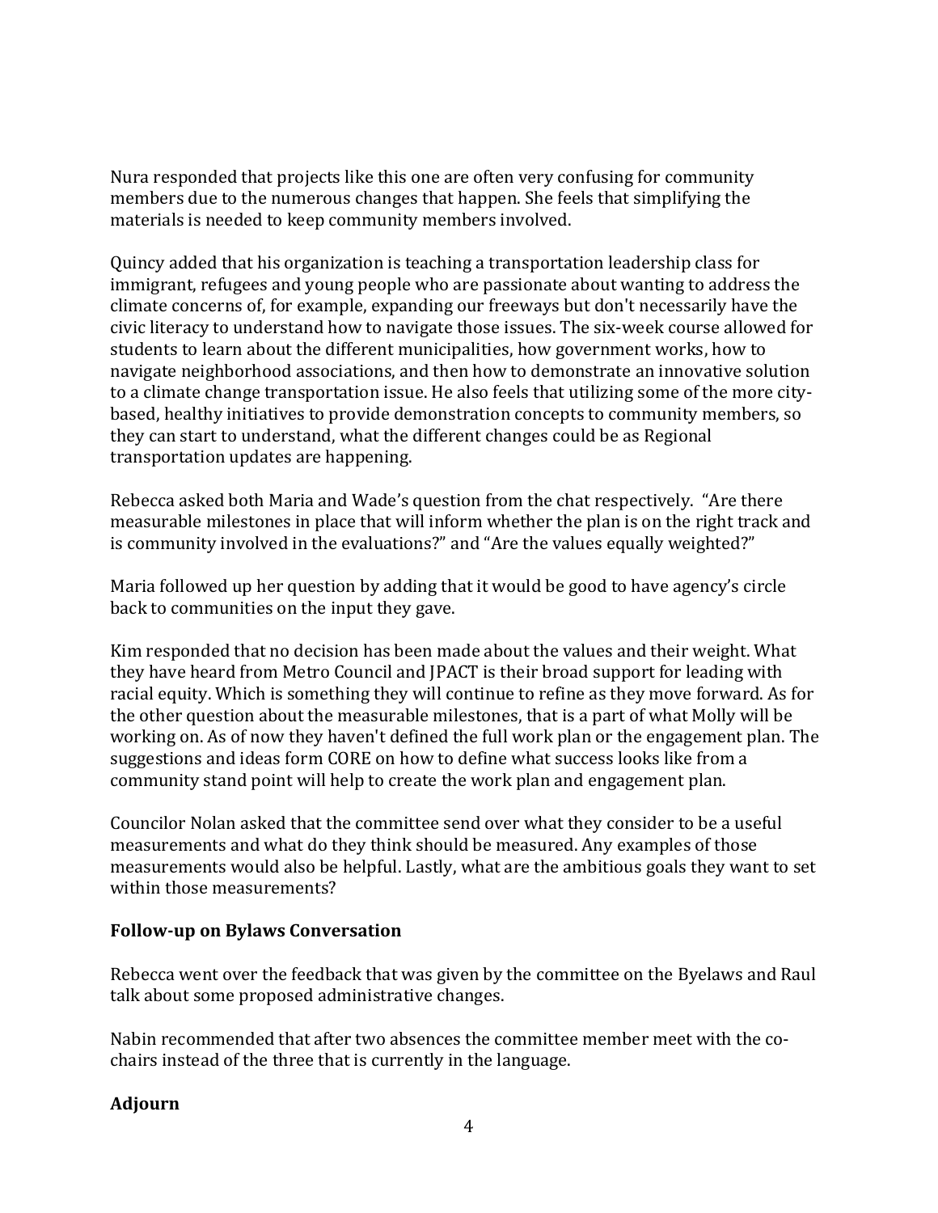Nura responded that projects like this one are often very confusing for community members due to the numerous changes that happen. She feels that simplifying the materials is needed to keep community members involved.

Quincy added that his organization is teaching a transportation leadership class for immigrant, refugees and young people who are passionate about wanting to address the climate concerns of, for example, expanding our freeways but don't necessarily have the civic literacy to understand how to navigate those issues. The six-week course allowed for students to learn about the different municipalities, how government works, how to navigate neighborhood associations, and then how to demonstrate an innovative solution to a climate change transportation issue. He also feels that utilizing some of the more city-based, healthy initiatives to provide demonstration concepts to community members, so they can start to understand, what the different changes could be as Regional transportation updates are happening.

Rebecca asked both Maria and Wade's question from the chat respectively. "Are there measurable milestones in place that will inform whether the plan is on the right track and is community involved in the evaluations?" and "Are the values equally weighted?"

Maria followed up her question by adding that it would be good to have agency's circle back to communities on the input they gave.

Kim responded that no decision has been made about the values and their weight. What they have heard from Metro Council and JPACT is their broad support for leading with racial equity. Which is something they will continue to refine as they move forward. As for the other question about the measurable milestones, that is a part of what Molly will be working on. As of now they haven't defined the full work plan or the engagement plan. The suggestions and ideas form CORE on how to define what success looks like from a community stand point will help to create the work plan and engagement plan.

Councilor Nolan asked that the committee send over what they consider to be a useful measurements and what do they think should be measured. Any examples of those measurements would also be helpful. Lastly, what are the ambitious goals they want to set within those measurements?

**Follow-up on Bylaws Conversation**

Rebecca went over the feedback that was given by the committee on the Byelaws and Raul talk about some proposed administrative changes.

Nabin recommended that after two absences the committee member meet with the co-chairs instead of the three that is currently in the language.

**Adjourn**